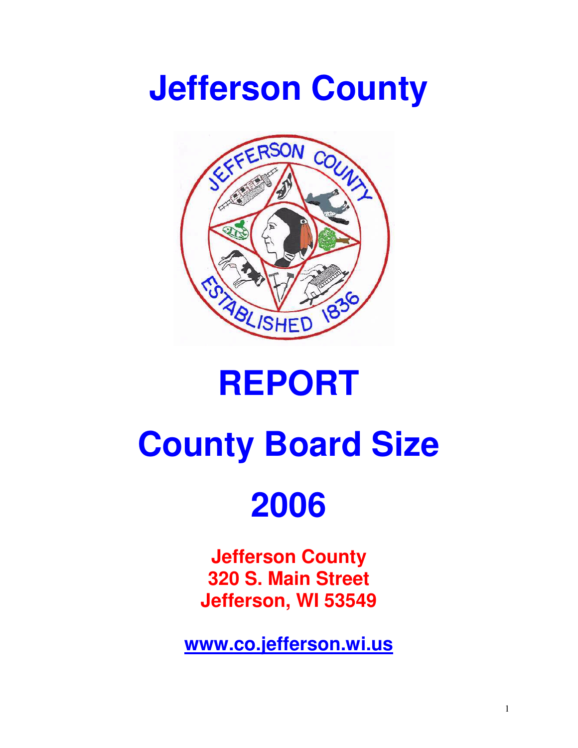# Jefferson County

# REPORT

# County Board Size

# 2006

**Jefferson County**
**320 S. Main Street**
**Jefferson, WI 53549**

**www.co.jefferson.wi.us**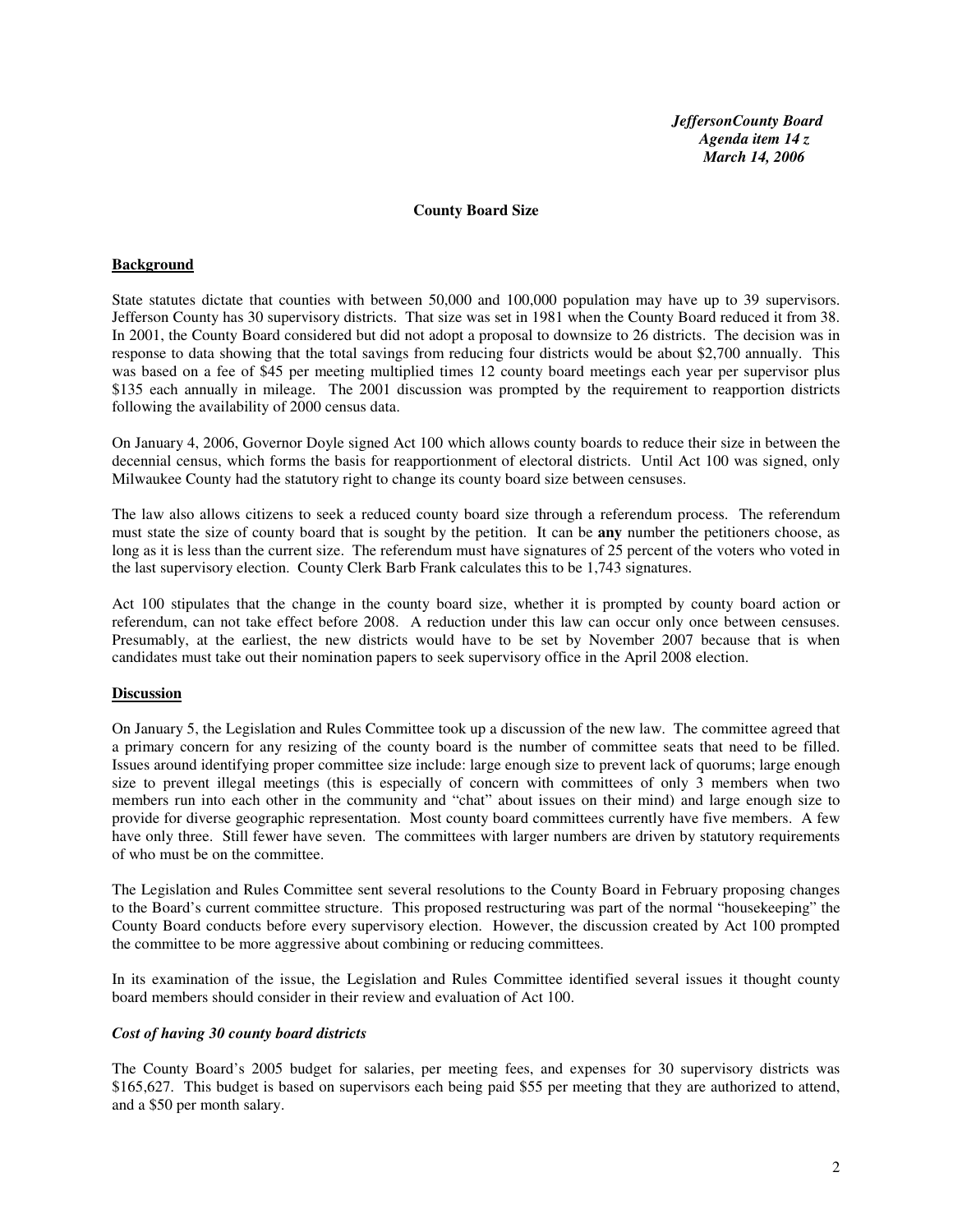*JeffersonCounty Board*
*Agenda item 14 z*
*March 14, 2006*

**County Board Size**

## Background

State statutes dictate that counties with between 50,000 and 100,000 population may have up to 39 supervisors. Jefferson County has 30 supervisory districts. That size was set in 1981 when the County Board reduced it from 38. In 2001, the County Board considered but did not adopt a proposal to downsize to 26 districts. The decision was in response to data showing that the total savings from reducing four districts would be about $2,700 annually. This was based on a fee of $45 per meeting multiplied times 12 county board meetings each year per supervisor plus $135 each annually in mileage. The 2001 discussion was prompted by the requirement to reapportion districts following the availability of 2000 census data.

On January 4, 2006, Governor Doyle signed Act 100 which allows county boards to reduce their size in between the decennial census, which forms the basis for reapportionment of electoral districts. Until Act 100 was signed, only Milwaukee County had the statutory right to change its county board size between censuses.

The law also allows citizens to seek a reduced county board size through a referendum process. The referendum must state the size of county board that is sought by the petition. It can be **any** number the petitioners choose, as long as it is less than the current size. The referendum must have signatures of 25 percent of the voters who voted in the last supervisory election. County Clerk Barb Frank calculates this to be 1,743 signatures.

Act 100 stipulates that the change in the county board size, whether it is prompted by county board action or referendum, can not take effect before 2008. A reduction under this law can occur only once between censuses. Presumably, at the earliest, the new districts would have to be set by November 2007 because that is when candidates must take out their nomination papers to seek supervisory office in the April 2008 election.

## Discussion

On January 5, the Legislation and Rules Committee took up a discussion of the new law. The committee agreed that a primary concern for any resizing of the county board is the number of committee seats that need to be filled. Issues around identifying proper committee size include: large enough size to prevent lack of quorums; large enough size to prevent illegal meetings (this is especially of concern with committees of only 3 members when two members run into each other in the community and "chat" about issues on their mind) and large enough size to provide for diverse geographic representation. Most county board committees currently have five members. A few have only three. Still fewer have seven. The committees with larger numbers are driven by statutory requirements of who must be on the committee.

The Legislation and Rules Committee sent several resolutions to the County Board in February proposing changes to the Board's current committee structure. This proposed restructuring was part of the normal "housekeeping" the County Board conducts before every supervisory election. However, the discussion created by Act 100 prompted the committee to be more aggressive about combining or reducing committees.

In its examination of the issue, the Legislation and Rules Committee identified several issues it thought county board members should consider in their review and evaluation of Act 100.

### *Cost of having 30 county board districts*

The County Board's 2005 budget for salaries, per meeting fees, and expenses for 30 supervisory districts was $165,627. This budget is based on supervisors each being paid $55 per meeting that they are authorized to attend, and a $50 per month salary.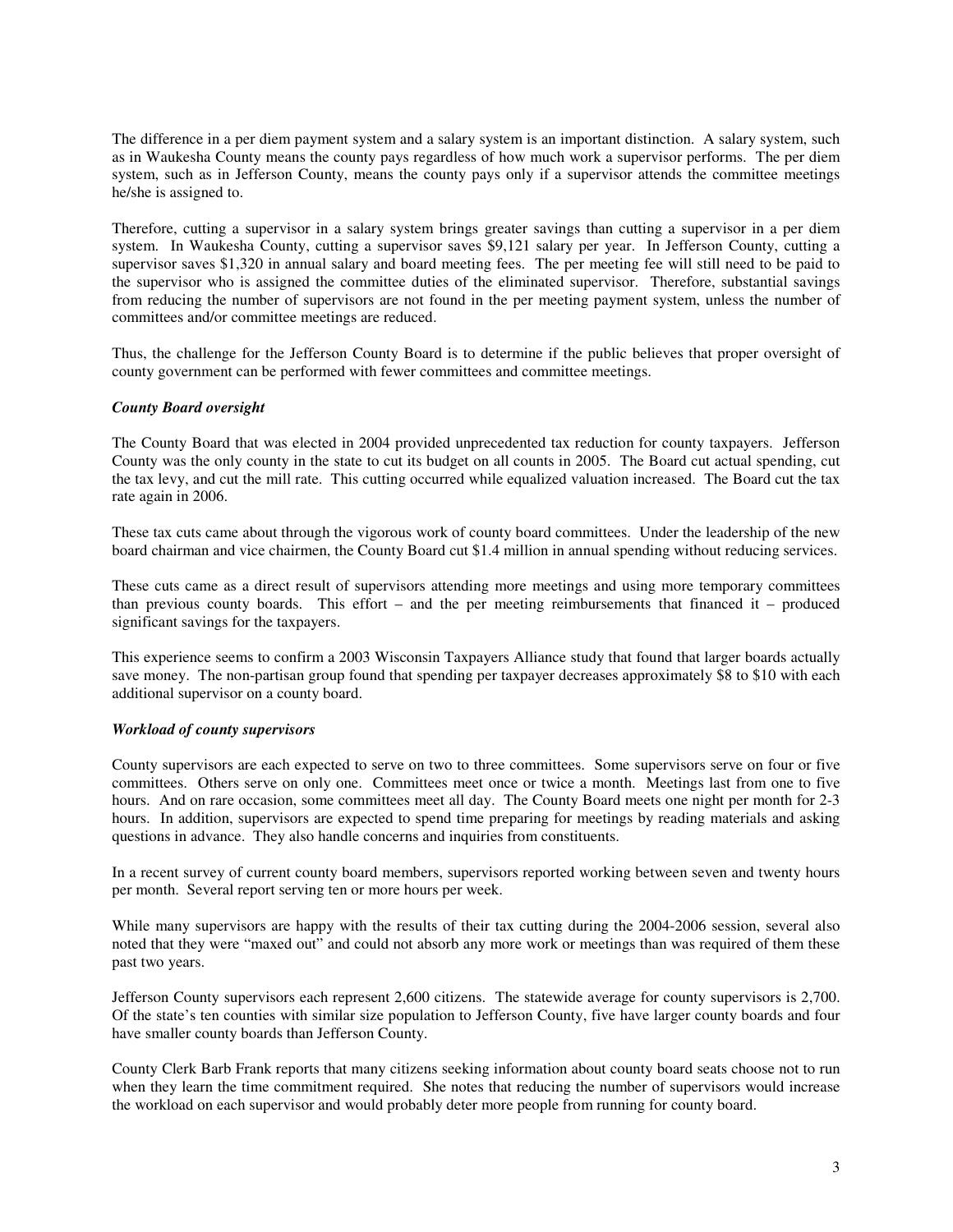The difference in a per diem payment system and a salary system is an important distinction. A salary system, such as in Waukesha County means the county pays regardless of how much work a supervisor performs. The per diem system, such as in Jefferson County, means the county pays only if a supervisor attends the committee meetings he/she is assigned to.

Therefore, cutting a supervisor in a salary system brings greater savings than cutting a supervisor in a per diem system. In Waukesha County, cutting a supervisor saves $9,121 salary per year. In Jefferson County, cutting a supervisor saves $1,320 in annual salary and board meeting fees. The per meeting fee will still need to be paid to the supervisor who is assigned the committee duties of the eliminated supervisor. Therefore, substantial savings from reducing the number of supervisors are not found in the per meeting payment system, unless the number of committees and/or committee meetings are reduced.

Thus, the challenge for the Jefferson County Board is to determine if the public believes that proper oversight of county government can be performed with fewer committees and committee meetings.

***County Board oversight***

The County Board that was elected in 2004 provided unprecedented tax reduction for county taxpayers. Jefferson County was the only county in the state to cut its budget on all counts in 2005. The Board cut actual spending, cut the tax levy, and cut the mill rate. This cutting occurred while equalized valuation increased. The Board cut the tax rate again in 2006.

These tax cuts came about through the vigorous work of county board committees. Under the leadership of the new board chairman and vice chairmen, the County Board cut $1.4 million in annual spending without reducing services.

These cuts came as a direct result of supervisors attending more meetings and using more temporary committees than previous county boards. This effort – and the per meeting reimbursements that financed it – produced significant savings for the taxpayers.

This experience seems to confirm a 2003 Wisconsin Taxpayers Alliance study that found that larger boards actually save money. The non-partisan group found that spending per taxpayer decreases approximately $8 to $10 with each additional supervisor on a county board.

***Workload of county supervisors***

County supervisors are each expected to serve on two to three committees. Some supervisors serve on four or five committees. Others serve on only one. Committees meet once or twice a month. Meetings last from one to five hours. And on rare occasion, some committees meet all day. The County Board meets one night per month for 2-3 hours. In addition, supervisors are expected to spend time preparing for meetings by reading materials and asking questions in advance. They also handle concerns and inquiries from constituents.

In a recent survey of current county board members, supervisors reported working between seven and twenty hours per month. Several report serving ten or more hours per week.

While many supervisors are happy with the results of their tax cutting during the 2004-2006 session, several also noted that they were "maxed out" and could not absorb any more work or meetings than was required of them these past two years.

Jefferson County supervisors each represent 2,600 citizens. The statewide average for county supervisors is 2,700. Of the state's ten counties with similar size population to Jefferson County, five have larger county boards and four have smaller county boards than Jefferson County.

County Clerk Barb Frank reports that many citizens seeking information about county board seats choose not to run when they learn the time commitment required. She notes that reducing the number of supervisors would increase the workload on each supervisor and would probably deter more people from running for county board.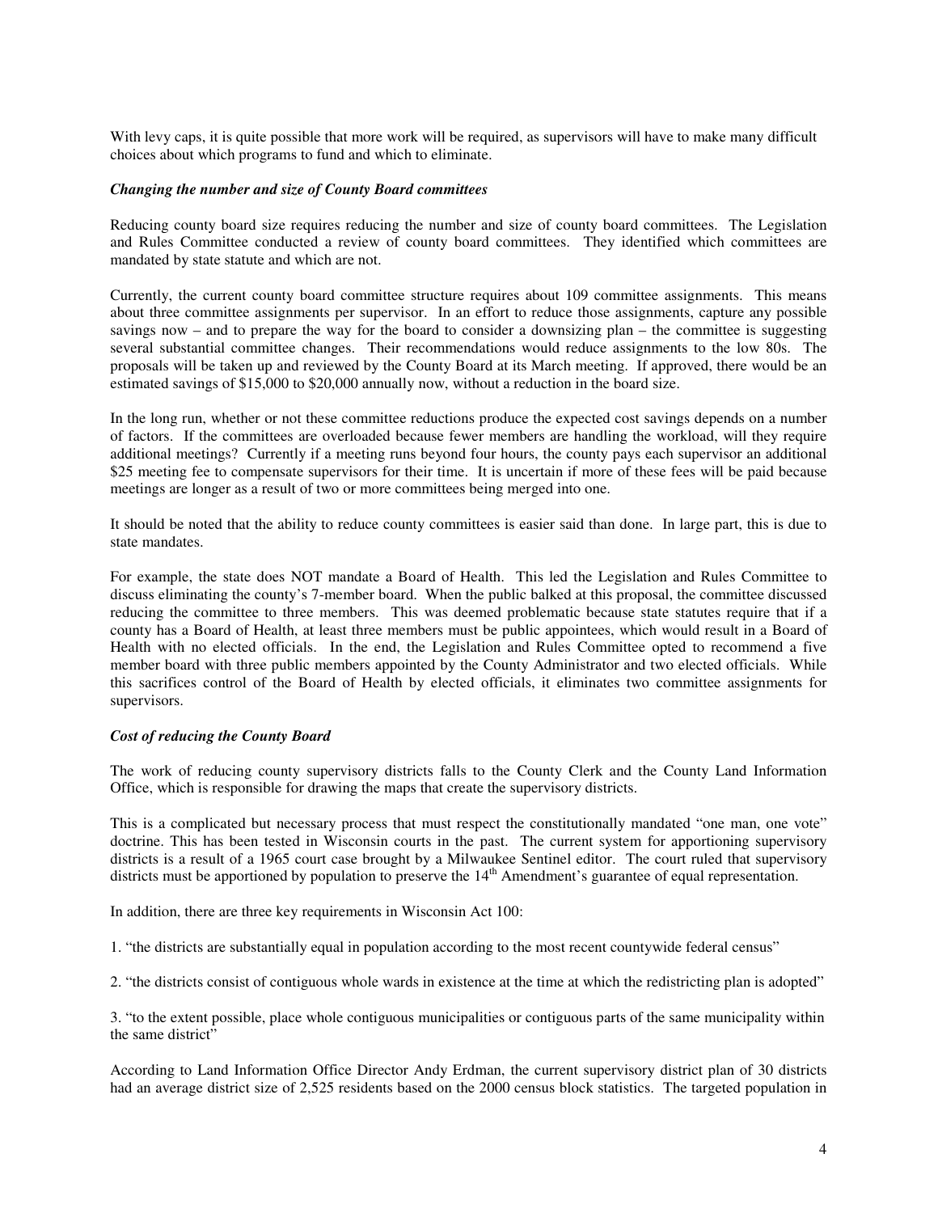With levy caps, it is quite possible that more work will be required, as supervisors will have to make many difficult choices about which programs to fund and which to eliminate.

***Changing the number and size of County Board committees***

Reducing county board size requires reducing the number and size of county board committees. The Legislation and Rules Committee conducted a review of county board committees. They identified which committees are mandated by state statute and which are not.

Currently, the current county board committee structure requires about 109 committee assignments. This means about three committee assignments per supervisor. In an effort to reduce those assignments, capture any possible savings now – and to prepare the way for the board to consider a downsizing plan – the committee is suggesting several substantial committee changes. Their recommendations would reduce assignments to the low 80s. The proposals will be taken up and reviewed by the County Board at its March meeting. If approved, there would be an estimated savings of $15,000 to $20,000 annually now, without a reduction in the board size.

In the long run, whether or not these committee reductions produce the expected cost savings depends on a number of factors. If the committees are overloaded because fewer members are handling the workload, will they require additional meetings? Currently if a meeting runs beyond four hours, the county pays each supervisor an additional $25 meeting fee to compensate supervisors for their time. It is uncertain if more of these fees will be paid because meetings are longer as a result of two or more committees being merged into one.

It should be noted that the ability to reduce county committees is easier said than done. In large part, this is due to state mandates.

For example, the state does NOT mandate a Board of Health. This led the Legislation and Rules Committee to discuss eliminating the county's 7-member board. When the public balked at this proposal, the committee discussed reducing the committee to three members. This was deemed problematic because state statutes require that if a county has a Board of Health, at least three members must be public appointees, which would result in a Board of Health with no elected officials. In the end, the Legislation and Rules Committee opted to recommend a five member board with three public members appointed by the County Administrator and two elected officials. While this sacrifices control of the Board of Health by elected officials, it eliminates two committee assignments for supervisors.

***Cost of reducing the County Board***

The work of reducing county supervisory districts falls to the County Clerk and the County Land Information Office, which is responsible for drawing the maps that create the supervisory districts.

This is a complicated but necessary process that must respect the constitutionally mandated "one man, one vote" doctrine. This has been tested in Wisconsin courts in the past. The current system for apportioning supervisory districts is a result of a 1965 court case brought by a Milwaukee Sentinel editor. The court ruled that supervisory districts must be apportioned by population to preserve the 14th Amendment's guarantee of equal representation.

In addition, there are three key requirements in Wisconsin Act 100:

1. "the districts are substantially equal in population according to the most recent countywide federal census"

2. "the districts consist of contiguous whole wards in existence at the time at which the redistricting plan is adopted"

3. "to the extent possible, place whole contiguous municipalities or contiguous parts of the same municipality within the same district"

According to Land Information Office Director Andy Erdman, the current supervisory district plan of 30 districts had an average district size of 2,525 residents based on the 2000 census block statistics. The targeted population in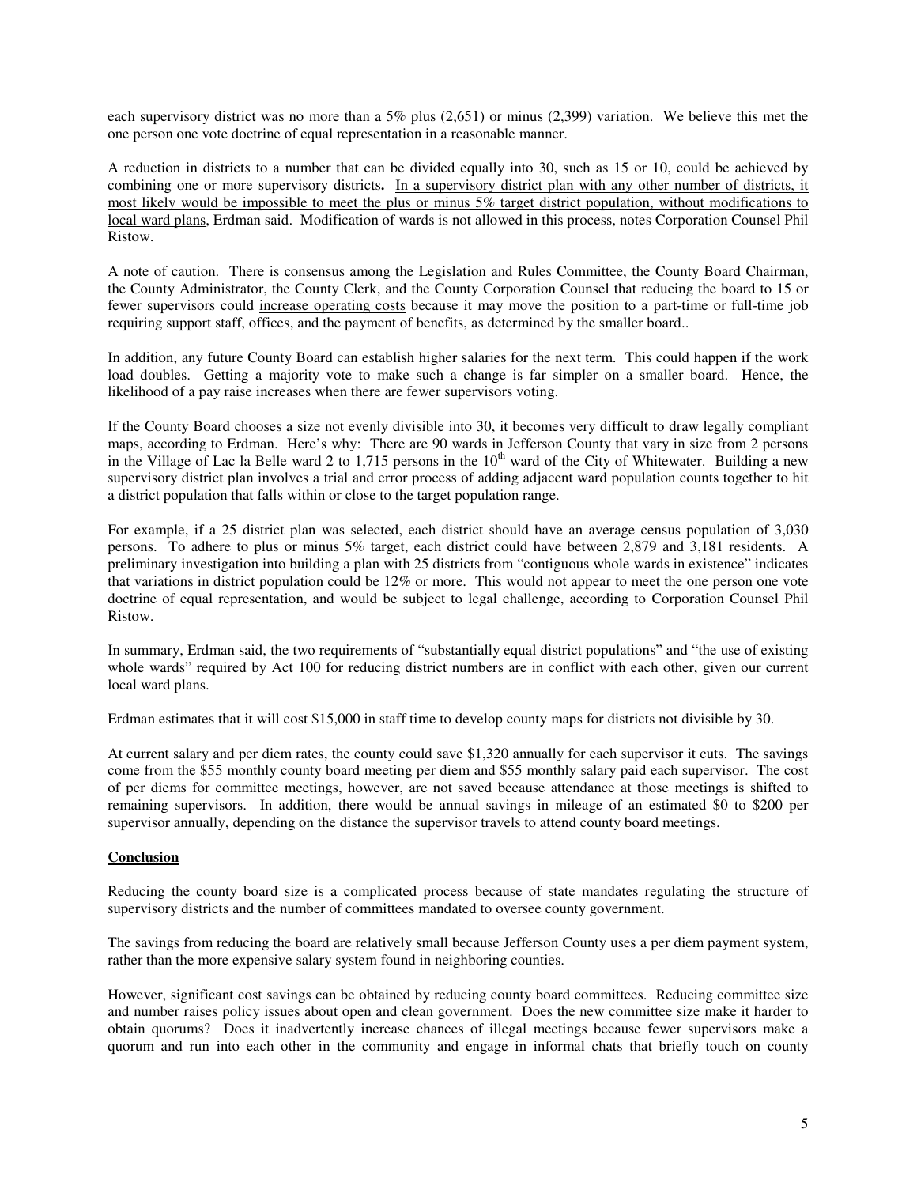each supervisory district was no more than a 5% plus (2,651) or minus (2,399) variation. We believe this met the one person one vote doctrine of equal representation in a reasonable manner.

A reduction in districts to a number that can be divided equally into 30, such as 15 or 10, could be achieved by combining one or more supervisory districts**.** In a supervisory district plan with any other number of districts, it most likely would be impossible to meet the plus or minus 5% target district population, without modifications to local ward plans, Erdman said. Modification of wards is not allowed in this process, notes Corporation Counsel Phil Ristow.

A note of caution. There is consensus among the Legislation and Rules Committee, the County Board Chairman, the County Administrator, the County Clerk, and the County Corporation Counsel that reducing the board to 15 or fewer supervisors could increase operating costs because it may move the position to a part-time or full-time job requiring support staff, offices, and the payment of benefits, as determined by the smaller board..

In addition, any future County Board can establish higher salaries for the next term. This could happen if the work load doubles. Getting a majority vote to make such a change is far simpler on a smaller board. Hence, the likelihood of a pay raise increases when there are fewer supervisors voting.

If the County Board chooses a size not evenly divisible into 30, it becomes very difficult to draw legally compliant maps, according to Erdman. Here's why: There are 90 wards in Jefferson County that vary in size from 2 persons in the Village of Lac la Belle ward 2 to 1,715 persons in the 10th ward of the City of Whitewater. Building a new supervisory district plan involves a trial and error process of adding adjacent ward population counts together to hit a district population that falls within or close to the target population range.

For example, if a 25 district plan was selected, each district should have an average census population of 3,030 persons. To adhere to plus or minus 5% target, each district could have between 2,879 and 3,181 residents. A preliminary investigation into building a plan with 25 districts from "contiguous whole wards in existence" indicates that variations in district population could be 12% or more. This would not appear to meet the one person one vote doctrine of equal representation, and would be subject to legal challenge, according to Corporation Counsel Phil Ristow.

In summary, Erdman said, the two requirements of "substantially equal district populations" and "the use of existing whole wards" required by Act 100 for reducing district numbers are in conflict with each other, given our current local ward plans.

Erdman estimates that it will cost $15,000 in staff time to develop county maps for districts not divisible by 30.

At current salary and per diem rates, the county could save $1,320 annually for each supervisor it cuts. The savings come from the $55 monthly county board meeting per diem and $55 monthly salary paid each supervisor. The cost of per diems for committee meetings, however, are not saved because attendance at those meetings is shifted to remaining supervisors. In addition, there would be annual savings in mileage of an estimated $0 to $200 per supervisor annually, depending on the distance the supervisor travels to attend county board meetings.

## Conclusion

Reducing the county board size is a complicated process because of state mandates regulating the structure of supervisory districts and the number of committees mandated to oversee county government.

The savings from reducing the board are relatively small because Jefferson County uses a per diem payment system, rather than the more expensive salary system found in neighboring counties.

However, significant cost savings can be obtained by reducing county board committees. Reducing committee size and number raises policy issues about open and clean government. Does the new committee size make it harder to obtain quorums? Does it inadvertently increase chances of illegal meetings because fewer supervisors make a quorum and run into each other in the community and engage in informal chats that briefly touch on county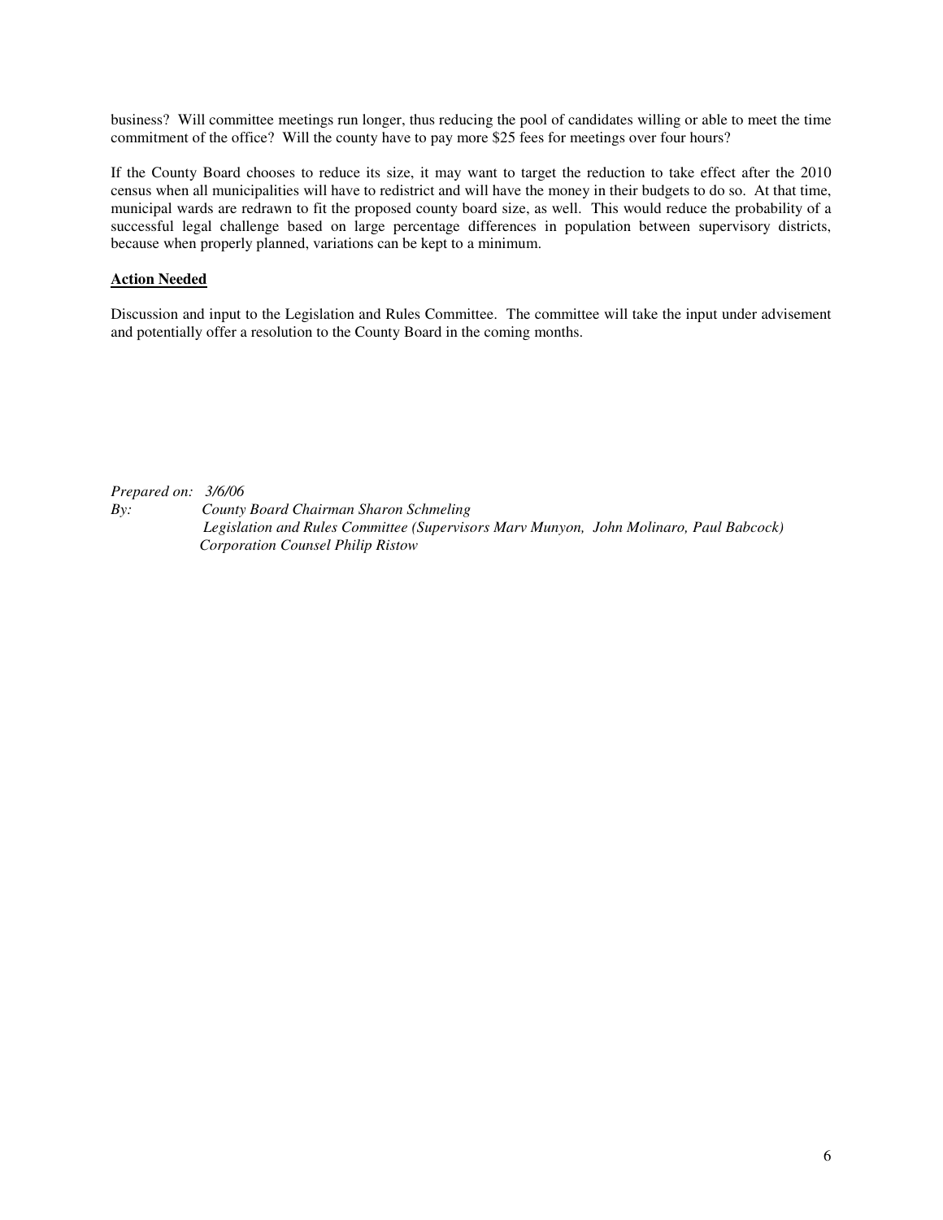business? Will committee meetings run longer, thus reducing the pool of candidates willing or able to meet the time commitment of the office? Will the county have to pay more $25 fees for meetings over four hours?

If the County Board chooses to reduce its size, it may want to target the reduction to take effect after the 2010 census when all municipalities will have to redistrict and will have the money in their budgets to do so. At that time, municipal wards are redrawn to fit the proposed county board size, as well. This would reduce the probability of a successful legal challenge based on large percentage differences in population between supervisory districts, because when properly planned, variations can be kept to a minimum.

**Action Needed**

Discussion and input to the Legislation and Rules Committee. The committee will take the input under advisement and potentially offer a resolution to the County Board in the coming months.

*Prepared on: 3/6/06*
*By: County Board Chairman Sharon Schmeling*
*Legislation and Rules Committee (Supervisors Marv Munyon, John Molinaro, Paul Babcock)*
*Corporation Counsel Philip Ristow*